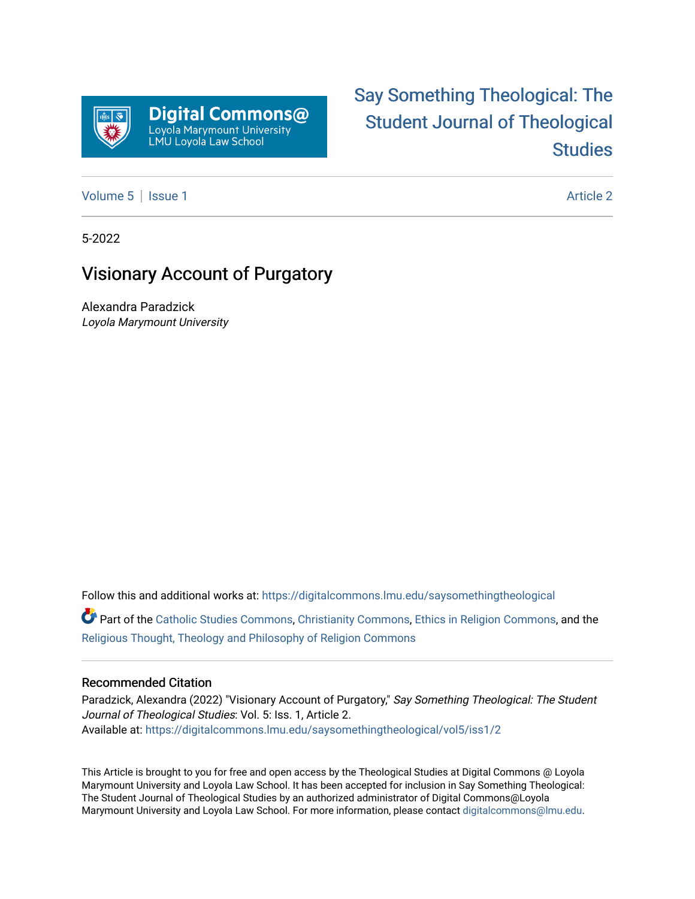Digital Commons@ Loyola Marymount University LMU Loyola Law School

# Say Something Theological: The Student Journal of Theological Studies

Volume 5 | Issue 1 Article 2

5-2022

## Visionary Account of Purgatory

Alexandra Paradzick
*Loyola Marymount University*

Follow this and additional works at: https://digitalcommons.lmu.edu/saysomethingtheological

Part of the Catholic Studies Commons, Christianity Commons, Ethics in Religion Commons, and the Religious Thought, Theology and Philosophy of Religion Commons

### Recommended Citation

Paradzick, Alexandra (2022) "Visionary Account of Purgatory," *Say Something Theological: The Student Journal of Theological Studies*: Vol. 5: Iss. 1, Article 2.
Available at: https://digitalcommons.lmu.edu/saysomethingtheological/vol5/iss1/2

This Article is brought to you for free and open access by the Theological Studies at Digital Commons @ Loyola Marymount University and Loyola Law School. It has been accepted for inclusion in Say Something Theological: The Student Journal of Theological Studies by an authorized administrator of Digital Commons@Loyola Marymount University and Loyola Law School. For more information, please contact digitalcommons@lmu.edu.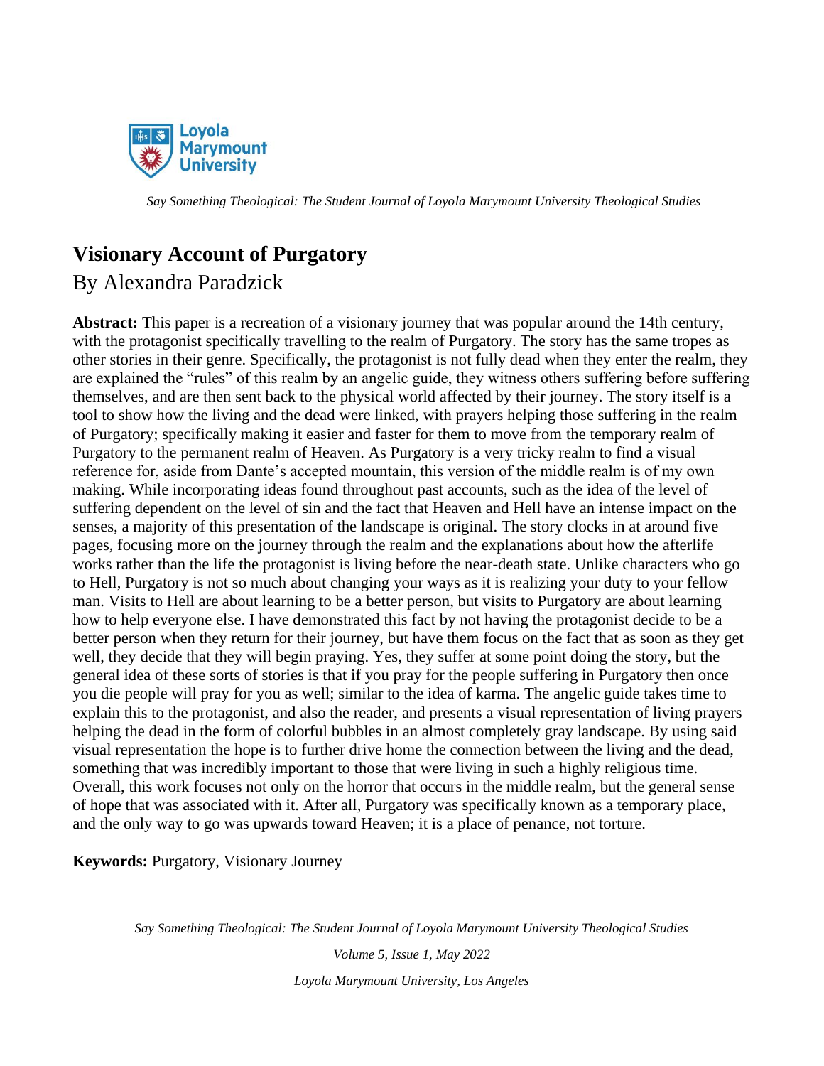# Visionary Account of Purgatory

By Alexandra Paradzick

**Abstract:** This paper is a recreation of a visionary journey that was popular around the 14th century, with the protagonist specifically travelling to the realm of Purgatory. The story has the same tropes as other stories in their genre. Specifically, the protagonist is not fully dead when they enter the realm, they are explained the "rules" of this realm by an angelic guide, they witness others suffering before suffering themselves, and are then sent back to the physical world affected by their journey. The story itself is a tool to show how the living and the dead were linked, with prayers helping those suffering in the realm of Purgatory; specifically making it easier and faster for them to move from the temporary realm of Purgatory to the permanent realm of Heaven. As Purgatory is a very tricky realm to find a visual reference for, aside from Dante's accepted mountain, this version of the middle realm is of my own making. While incorporating ideas found throughout past accounts, such as the idea of the level of suffering dependent on the level of sin and the fact that Heaven and Hell have an intense impact on the senses, a majority of this presentation of the landscape is original. The story clocks in at around five pages, focusing more on the journey through the realm and the explanations about how the afterlife works rather than the life the protagonist is living before the near-death state. Unlike characters who go to Hell, Purgatory is not so much about changing your ways as it is realizing your duty to your fellow man. Visits to Hell are about learning to be a better person, but visits to Purgatory are about learning how to help everyone else. I have demonstrated this fact by not having the protagonist decide to be a better person when they return for their journey, but have them focus on the fact that as soon as they get well, they decide that they will begin praying. Yes, they suffer at some point doing the story, but the general idea of these sorts of stories is that if you pray for the people suffering in Purgatory then once you die people will pray for you as well; similar to the idea of karma. The angelic guide takes time to explain this to the protagonist, and also the reader, and presents a visual representation of living prayers helping the dead in the form of colorful bubbles in an almost completely gray landscape. By using said visual representation the hope is to further drive home the connection between the living and the dead, something that was incredibly important to those that were living in such a highly religious time. Overall, this work focuses not only on the horror that occurs in the middle realm, but the general sense of hope that was associated with it. After all, Purgatory was specifically known as a temporary place, and the only way to go was upwards toward Heaven; it is a place of penance, not torture.

**Keywords:** Purgatory, Visionary Journey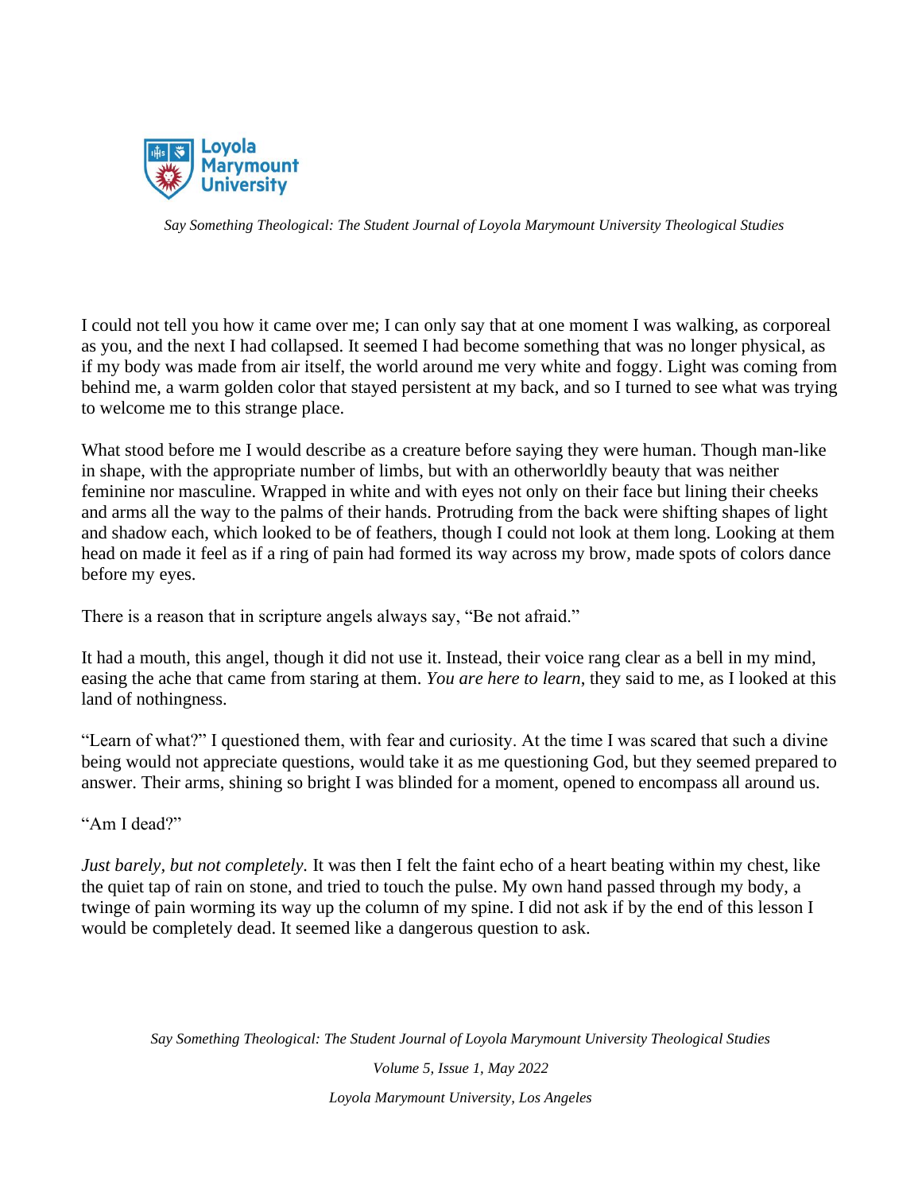I could not tell you how it came over me; I can only say that at one moment I was walking, as corporeal as you, and the next I had collapsed. It seemed I had become something that was no longer physical, as if my body was made from air itself, the world around me very white and foggy. Light was coming from behind me, a warm golden color that stayed persistent at my back, and so I turned to see what was trying to welcome me to this strange place.

What stood before me I would describe as a creature before saying they were human. Though man-like in shape, with the appropriate number of limbs, but with an otherworldly beauty that was neither feminine nor masculine. Wrapped in white and with eyes not only on their face but lining their cheeks and arms all the way to the palms of their hands. Protruding from the back were shifting shapes of light and shadow each, which looked to be of feathers, though I could not look at them long. Looking at them head on made it feel as if a ring of pain had formed its way across my brow, made spots of colors dance before my eyes.

There is a reason that in scripture angels always say, "Be not afraid."

It had a mouth, this angel, though it did not use it. Instead, their voice rang clear as a bell in my mind, easing the ache that came from staring at them. *You are here to learn*, they said to me, as I looked at this land of nothingness.

"Learn of what?" I questioned them, with fear and curiosity. At the time I was scared that such a divine being would not appreciate questions, would take it as me questioning God, but they seemed prepared to answer. Their arms, shining so bright I was blinded for a moment, opened to encompass all around us.

"Am I dead?"

*Just barely, but not completely.* It was then I felt the faint echo of a heart beating within my chest, like the quiet tap of rain on stone, and tried to touch the pulse. My own hand passed through my body, a twinge of pain worming its way up the column of my spine. I did not ask if by the end of this lesson I would be completely dead. It seemed like a dangerous question to ask.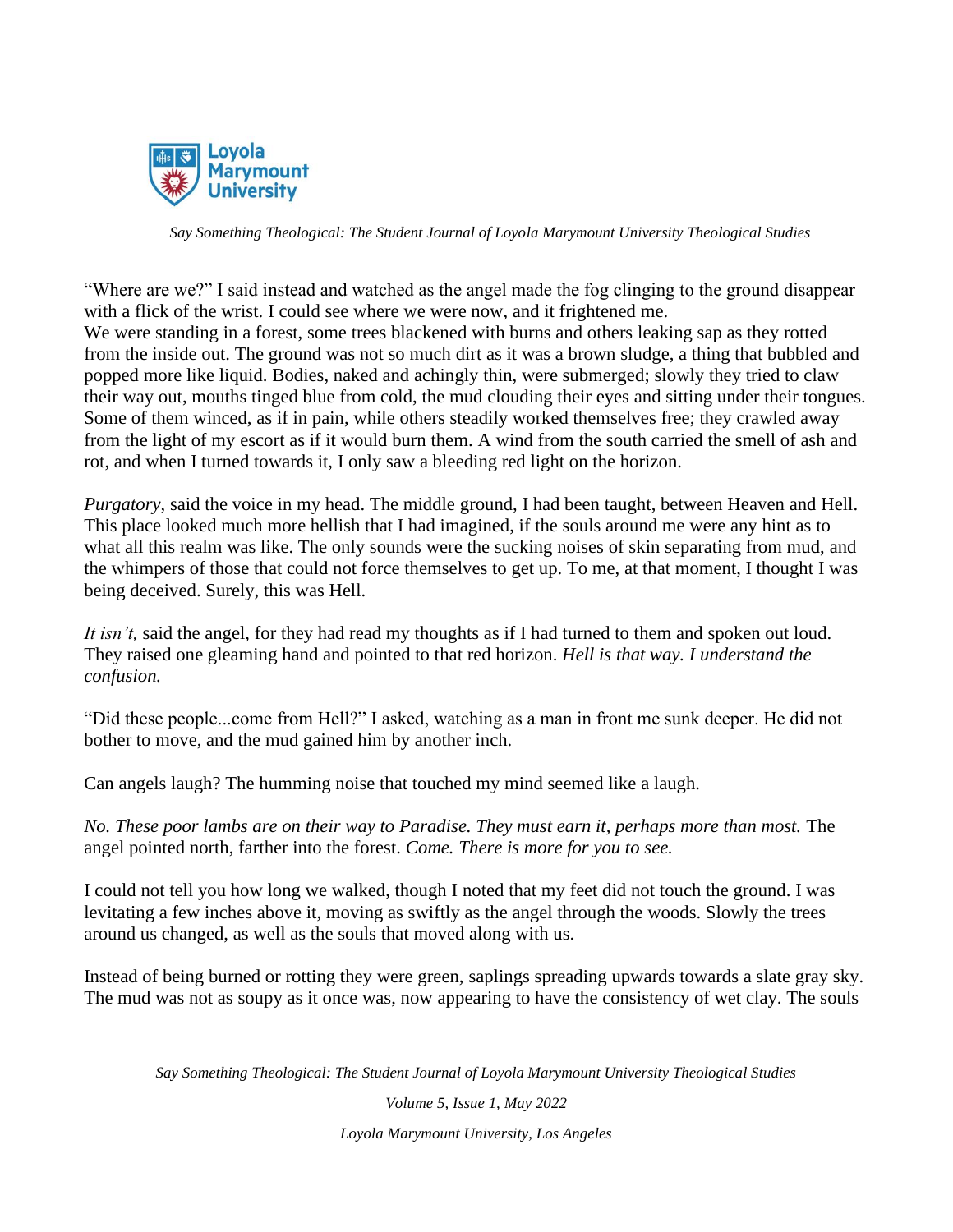"Where are we?" I said instead and watched as the angel made the fog clinging to the ground disappear with a flick of the wrist. I could see where we were now, and it frightened me.
We were standing in a forest, some trees blackened with burns and others leaking sap as they rotted from the inside out. The ground was not so much dirt as it was a brown sludge, a thing that bubbled and popped more like liquid. Bodies, naked and achingly thin, were submerged; slowly they tried to claw their way out, mouths tinged blue from cold, the mud clouding their eyes and sitting under their tongues. Some of them winced, as if in pain, while others steadily worked themselves free; they crawled away from the light of my escort as if it would burn them. A wind from the south carried the smell of ash and rot, and when I turned towards it, I only saw a bleeding red light on the horizon.

*Purgatory*, said the voice in my head. The middle ground, I had been taught, between Heaven and Hell. This place looked much more hellish that I had imagined, if the souls around me were any hint as to what all this realm was like. The only sounds were the sucking noises of skin separating from mud, and the whimpers of those that could not force themselves to get up. To me, at that moment, I thought I was being deceived. Surely, this was Hell.

*It isn't,* said the angel, for they had read my thoughts as if I had turned to them and spoken out loud. They raised one gleaming hand and pointed to that red horizon. *Hell is that way. I understand the confusion.*

"Did these people...come from Hell?" I asked, watching as a man in front me sunk deeper. He did not bother to move, and the mud gained him by another inch.

Can angels laugh? The humming noise that touched my mind seemed like a laugh.

*No. These poor lambs are on their way to Paradise. They must earn it, perhaps more than most.* The angel pointed north, farther into the forest. *Come. There is more for you to see.*

I could not tell you how long we walked, though I noted that my feet did not touch the ground. I was levitating a few inches above it, moving as swiftly as the angel through the woods. Slowly the trees around us changed, as well as the souls that moved along with us.

Instead of being burned or rotting they were green, saplings spreading upwards towards a slate gray sky. The mud was not as soupy as it once was, now appearing to have the consistency of wet clay. The souls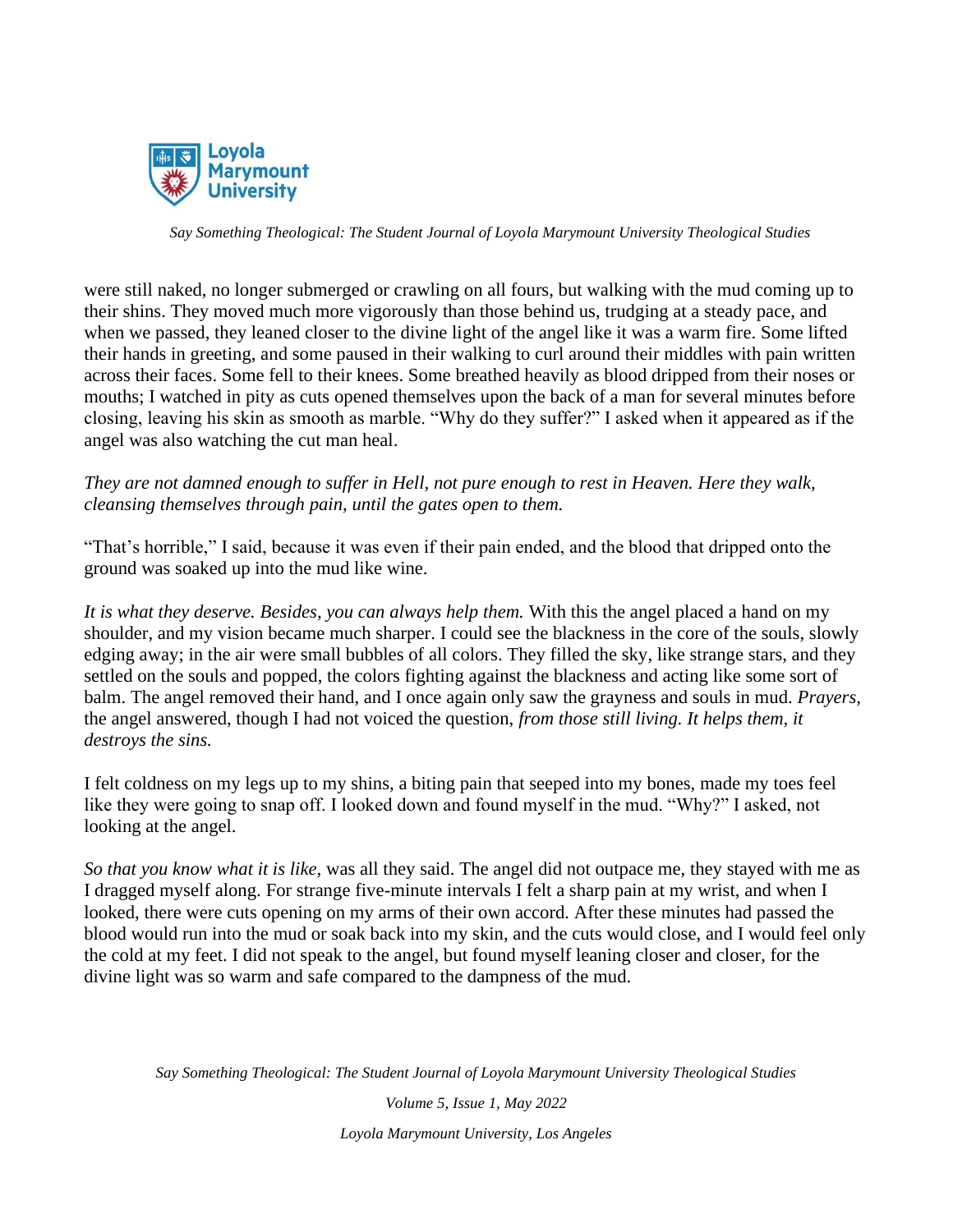were still naked, no longer submerged or crawling on all fours, but walking with the mud coming up to their shins. They moved much more vigorously than those behind us, trudging at a steady pace, and when we passed, they leaned closer to the divine light of the angel like it was a warm fire. Some lifted their hands in greeting, and some paused in their walking to curl around their middles with pain written across their faces. Some fell to their knees. Some breathed heavily as blood dripped from their noses or mouths; I watched in pity as cuts opened themselves upon the back of a man for several minutes before closing, leaving his skin as smooth as marble. "Why do they suffer?" I asked when it appeared as if the angel was also watching the cut man heal.

*They are not damned enough to suffer in Hell, not pure enough to rest in Heaven. Here they walk, cleansing themselves through pain, until the gates open to them.*

"That's horrible," I said, because it was even if their pain ended, and the blood that dripped onto the ground was soaked up into the mud like wine.

*It is what they deserve. Besides, you can always help them.* With this the angel placed a hand on my shoulder, and my vision became much sharper. I could see the blackness in the core of the souls, slowly edging away; in the air were small bubbles of all colors. They filled the sky, like strange stars, and they settled on the souls and popped, the colors fighting against the blackness and acting like some sort of balm. The angel removed their hand, and I once again only saw the grayness and souls in mud. *Prayers,* the angel answered, though I had not voiced the question, *from those still living. It helps them, it destroys the sins.*

I felt coldness on my legs up to my shins, a biting pain that seeped into my bones, made my toes feel like they were going to snap off. I looked down and found myself in the mud. "Why?" I asked, not looking at the angel.

*So that you know what it is like,* was all they said. The angel did not outpace me, they stayed with me as I dragged myself along. For strange five-minute intervals I felt a sharp pain at my wrist, and when I looked, there were cuts opening on my arms of their own accord. After these minutes had passed the blood would run into the mud or soak back into my skin, and the cuts would close, and I would feel only the cold at my feet. I did not speak to the angel, but found myself leaning closer and closer, for the divine light was so warm and safe compared to the dampness of the mud.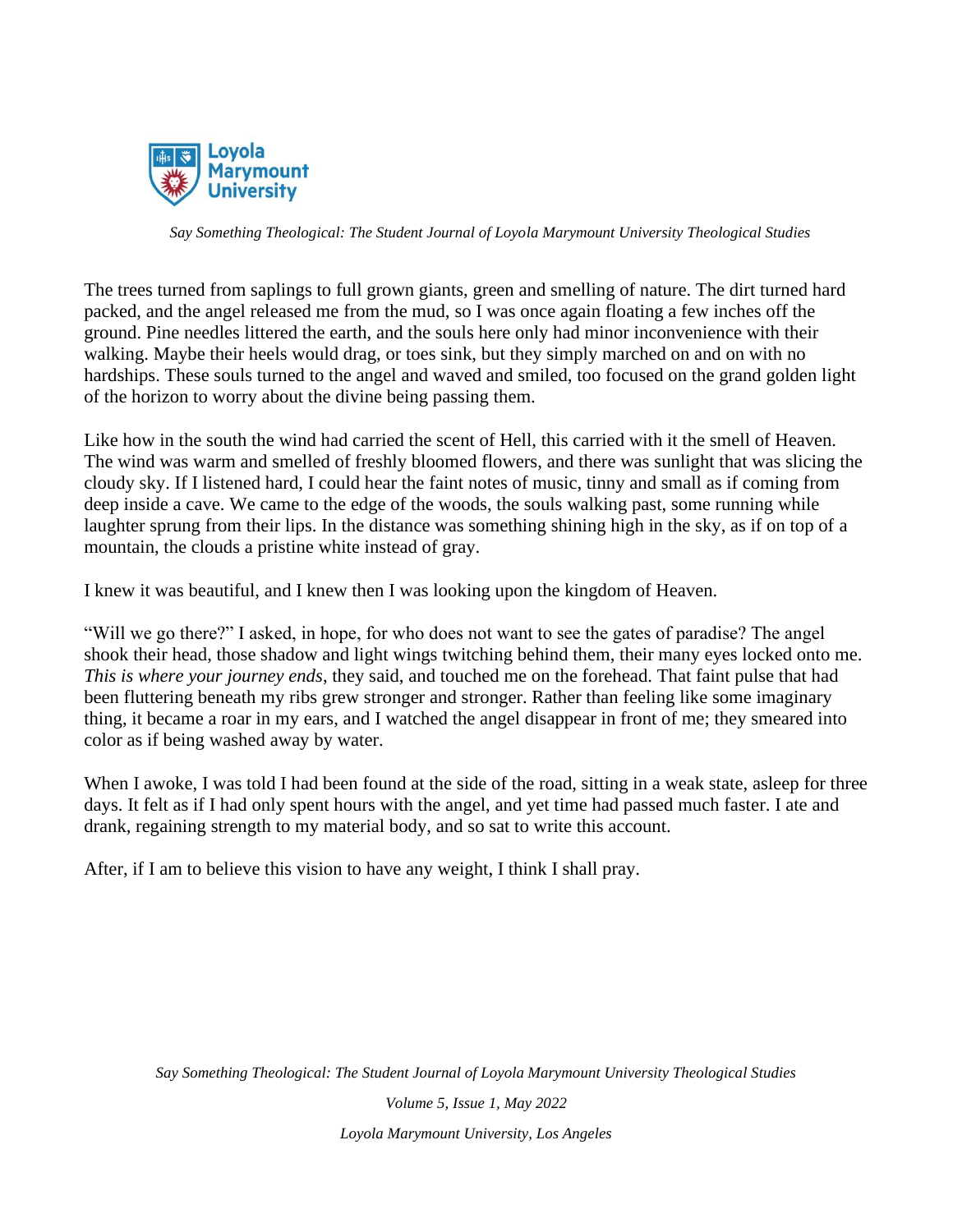The trees turned from saplings to full grown giants, green and smelling of nature. The dirt turned hard packed, and the angel released me from the mud, so I was once again floating a few inches off the ground. Pine needles littered the earth, and the souls here only had minor inconvenience with their walking. Maybe their heels would drag, or toes sink, but they simply marched on and on with no hardships. These souls turned to the angel and waved and smiled, too focused on the grand golden light of the horizon to worry about the divine being passing them.

Like how in the south the wind had carried the scent of Hell, this carried with it the smell of Heaven. The wind was warm and smelled of freshly bloomed flowers, and there was sunlight that was slicing the cloudy sky. If I listened hard, I could hear the faint notes of music, tinny and small as if coming from deep inside a cave. We came to the edge of the woods, the souls walking past, some running while laughter sprung from their lips. In the distance was something shining high in the sky, as if on top of a mountain, the clouds a pristine white instead of gray.

I knew it was beautiful, and I knew then I was looking upon the kingdom of Heaven.

"Will we go there?" I asked, in hope, for who does not want to see the gates of paradise? The angel shook their head, those shadow and light wings twitching behind them, their many eyes locked onto me. *This is where your journey ends*, they said, and touched me on the forehead. That faint pulse that had been fluttering beneath my ribs grew stronger and stronger. Rather than feeling like some imaginary thing, it became a roar in my ears, and I watched the angel disappear in front of me; they smeared into color as if being washed away by water.

When I awoke, I was told I had been found at the side of the road, sitting in a weak state, asleep for three days. It felt as if I had only spent hours with the angel, and yet time had passed much faster. I ate and drank, regaining strength to my material body, and so sat to write this account.

After, if I am to believe this vision to have any weight, I think I shall pray.